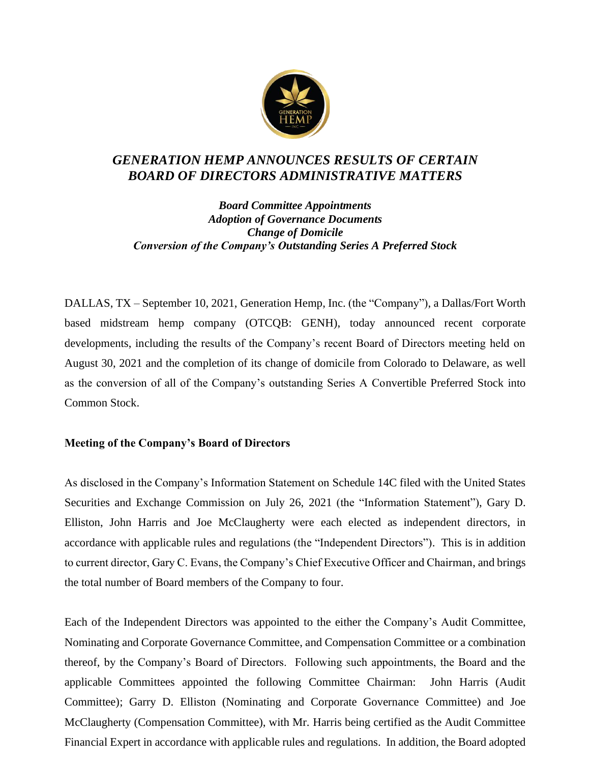# *GENERATION HEMP ANNOUNCES RESULTS OF CERTAIN BOARD OF DIRECTORS ADMINISTRATIVE MATTERS*

***Board Committee Appointments***
***Adoption of Governance Documents***
***Change of Domicile***
***Conversion of the Company's Outstanding Series A Preferred Stock***

DALLAS, TX – September 10, 2021, Generation Hemp, Inc. (the "Company"), a Dallas/Fort Worth based midstream hemp company (OTCQB: GENH), today announced recent corporate developments, including the results of the Company's recent Board of Directors meeting held on August 30, 2021 and the completion of its change of domicile from Colorado to Delaware, as well as the conversion of all of the Company's outstanding Series A Convertible Preferred Stock into Common Stock.

**Meeting of the Company's Board of Directors**

As disclosed in the Company's Information Statement on Schedule 14C filed with the United States Securities and Exchange Commission on July 26, 2021 (the "Information Statement"), Gary D. Elliston, John Harris and Joe McClaugherty were each elected as independent directors, in accordance with applicable rules and regulations (the "Independent Directors"). This is in addition to current director, Gary C. Evans, the Company's Chief Executive Officer and Chairman, and brings the total number of Board members of the Company to four.

Each of the Independent Directors was appointed to the either the Company's Audit Committee, Nominating and Corporate Governance Committee, and Compensation Committee or a combination thereof, by the Company's Board of Directors. Following such appointments, the Board and the applicable Committees appointed the following Committee Chairman: John Harris (Audit Committee); Garry D. Elliston (Nominating and Corporate Governance Committee) and Joe McClaugherty (Compensation Committee), with Mr. Harris being certified as the Audit Committee Financial Expert in accordance with applicable rules and regulations. In addition, the Board adopted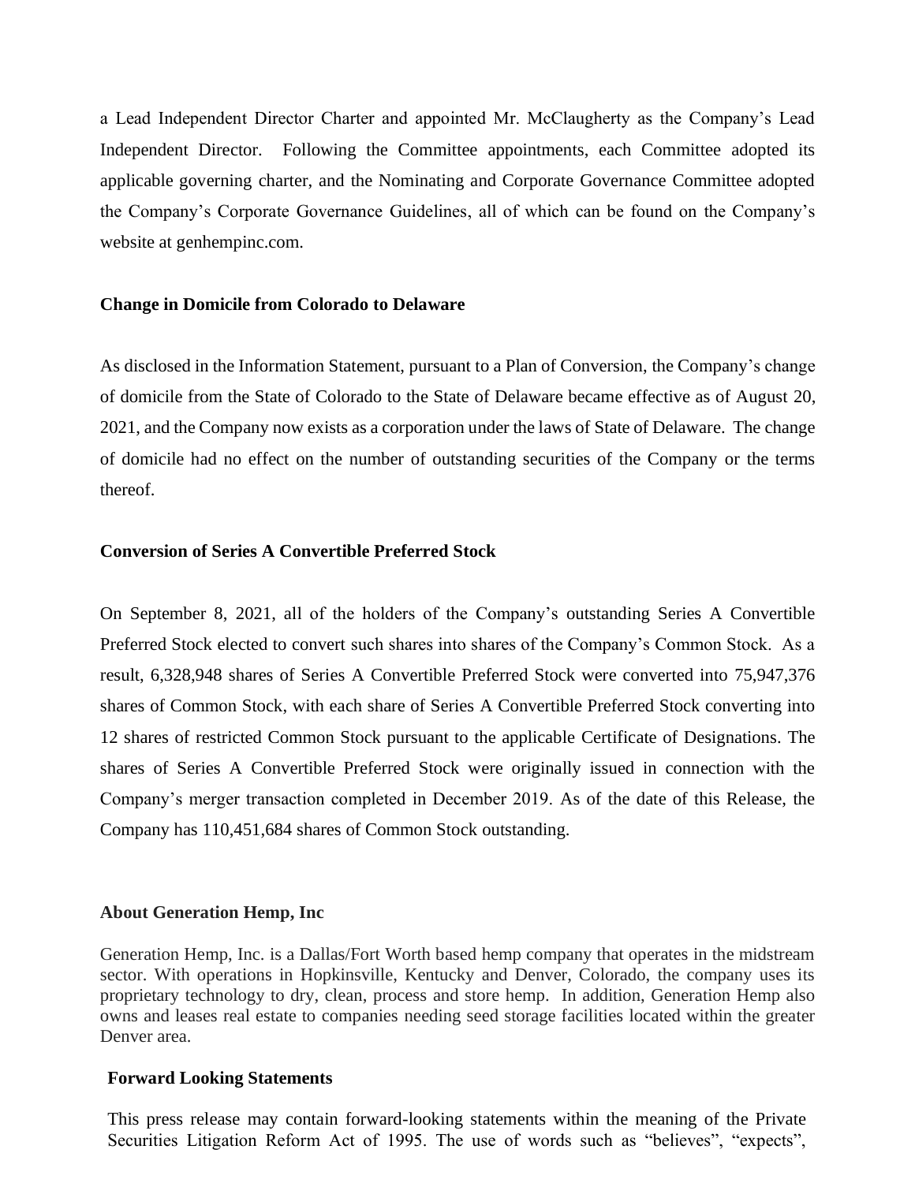a Lead Independent Director Charter and appointed Mr. McClaugherty as the Company's Lead Independent Director. Following the Committee appointments, each Committee adopted its applicable governing charter, and the Nominating and Corporate Governance Committee adopted the Company's Corporate Governance Guidelines, all of which can be found on the Company's website at genhempinc.com.

**Change in Domicile from Colorado to Delaware**

As disclosed in the Information Statement, pursuant to a Plan of Conversion, the Company's change of domicile from the State of Colorado to the State of Delaware became effective as of August 20, 2021, and the Company now exists as a corporation under the laws of State of Delaware. The change of domicile had no effect on the number of outstanding securities of the Company or the terms thereof.

**Conversion of Series A Convertible Preferred Stock**

On September 8, 2021, all of the holders of the Company's outstanding Series A Convertible Preferred Stock elected to convert such shares into shares of the Company's Common Stock. As a result, 6,328,948 shares of Series A Convertible Preferred Stock were converted into 75,947,376 shares of Common Stock, with each share of Series A Convertible Preferred Stock converting into 12 shares of restricted Common Stock pursuant to the applicable Certificate of Designations. The shares of Series A Convertible Preferred Stock were originally issued in connection with the Company's merger transaction completed in December 2019. As of the date of this Release, the Company has 110,451,684 shares of Common Stock outstanding.

**About Generation Hemp, Inc**

Generation Hemp, Inc. is a Dallas/Fort Worth based hemp company that operates in the midstream sector. With operations in Hopkinsville, Kentucky and Denver, Colorado, the company uses its proprietary technology to dry, clean, process and store hemp. In addition, Generation Hemp also owns and leases real estate to companies needing seed storage facilities located within the greater Denver area.

**Forward Looking Statements**

This press release may contain forward-looking statements within the meaning of the Private Securities Litigation Reform Act of 1995. The use of words such as "believes", "expects",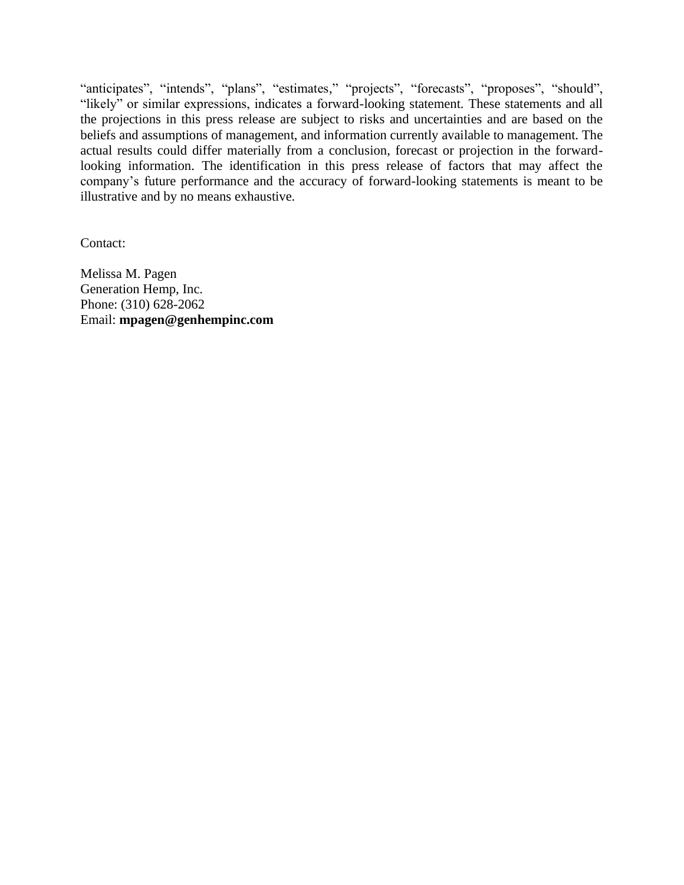"anticipates", "intends", "plans", "estimates," "projects", "forecasts", "proposes", "should", "likely" or similar expressions, indicates a forward-looking statement. These statements and all the projections in this press release are subject to risks and uncertainties and are based on the beliefs and assumptions of management, and information currently available to management. The actual results could differ materially from a conclusion, forecast or projection in the forward-looking information. The identification in this press release of factors that may affect the company's future performance and the accuracy of forward-looking statements is meant to be illustrative and by no means exhaustive.

Contact:

Melissa M. Pagen
Generation Hemp, Inc.
Phone: (310) 628-2062
Email: **mpagen@genhempinc.com**